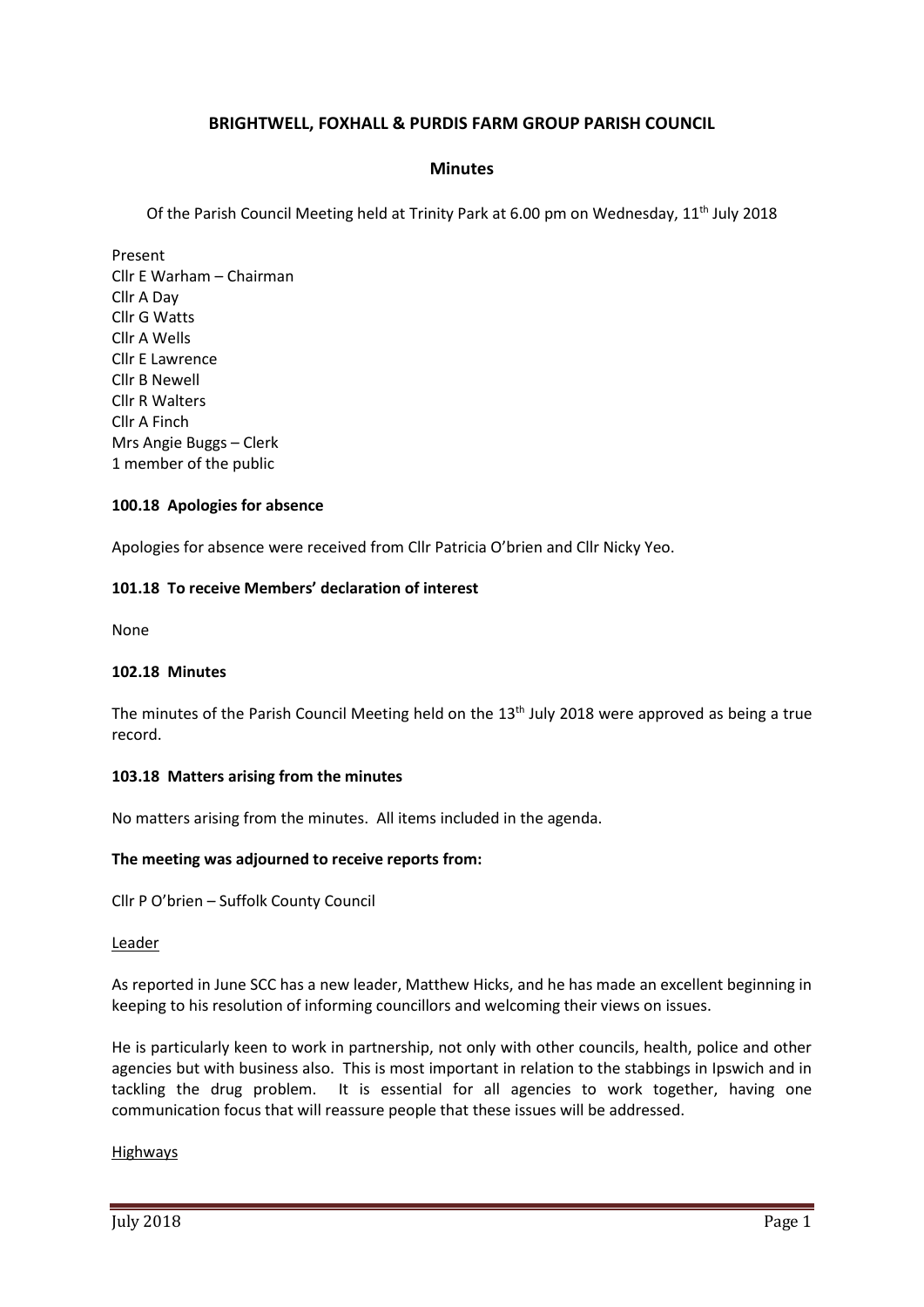# BRIGHTWELL, FOXHALL & PURDIS FARM GROUP PARISH COUNCIL

## Minutes

Of the Parish Council Meeting held at Trinity Park at 6.00 pm on Wednesday, 11th July 2018

Present
Cllr E Warham – Chairman
Cllr A Day
Cllr G Watts
Cllr A Wells
Cllr E Lawrence
Cllr B Newell
Cllr R Walters
Cllr A Finch
Mrs Angie Buggs – Clerk
1 member of the public

### 100.18 Apologies for absence

Apologies for absence were received from Cllr Patricia O'brien and Cllr Nicky Yeo.

### 101.18 To receive Members' declaration of interest

None

### 102.18 Minutes

The minutes of the Parish Council Meeting held on the 13th July 2018 were approved as being a true record.

### 103.18 Matters arising from the minutes

No matters arising from the minutes. All items included in the agenda.

**The meeting was adjourned to receive reports from:**

Cllr P O'brien – Suffolk County Council

Leader

As reported in June SCC has a new leader, Matthew Hicks, and he has made an excellent beginning in keeping to his resolution of informing councillors and welcoming their views on issues.

He is particularly keen to work in partnership, not only with other councils, health, police and other agencies but with business also. This is most important in relation to the stabbings in Ipswich and in tackling the drug problem. It is essential for all agencies to work together, having one communication focus that will reassure people that these issues will be addressed.

Highways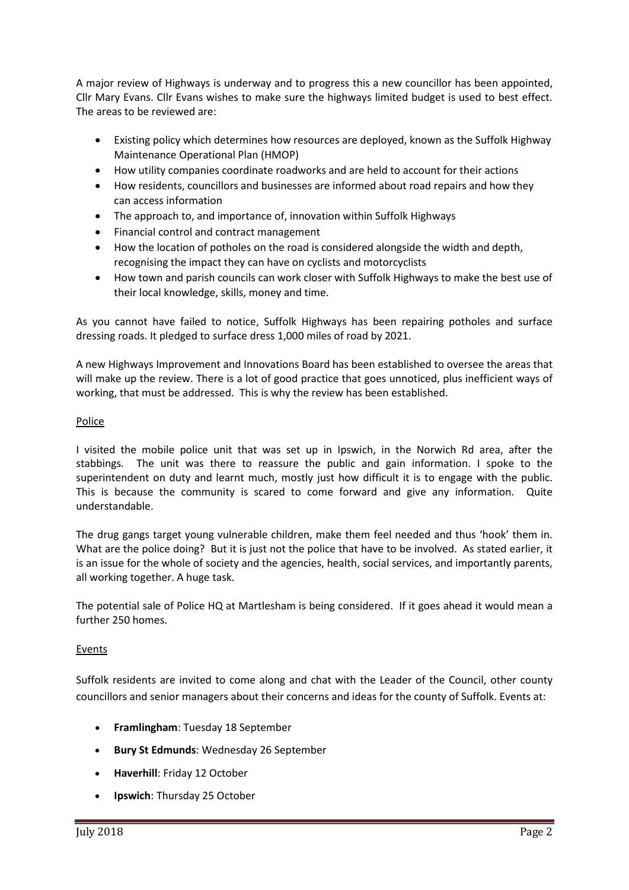A major review of Highways is underway and to progress this a new councillor has been appointed, Cllr Mary Evans. Cllr Evans wishes to make sure the highways limited budget is used to best effect. The areas to be reviewed are:

- Existing policy which determines how resources are deployed, known as the Suffolk Highway Maintenance Operational Plan (HMOP)
- How utility companies coordinate roadworks and are held to account for their actions
- How residents, councillors and businesses are informed about road repairs and how they can access information
- The approach to, and importance of, innovation within Suffolk Highways
- Financial control and contract management
- How the location of potholes on the road is considered alongside the width and depth, recognising the impact they can have on cyclists and motorcyclists
- How town and parish councils can work closer with Suffolk Highways to make the best use of their local knowledge, skills, money and time.

As you cannot have failed to notice, Suffolk Highways has been repairing potholes and surface dressing roads. It pledged to surface dress 1,000 miles of road by 2021.

A new Highways Improvement and Innovations Board has been established to oversee the areas that will make up the review. There is a lot of good practice that goes unnoticed, plus inefficient ways of working, that must be addressed. This is why the review has been established.

## Police

I visited the mobile police unit that was set up in Ipswich, in the Norwich Rd area, after the stabbings. The unit was there to reassure the public and gain information. I spoke to the superintendent on duty and learnt much, mostly just how difficult it is to engage with the public. This is because the community is scared to come forward and give any information. Quite understandable.

The drug gangs target young vulnerable children, make them feel needed and thus 'hook' them in. What are the police doing? But it is just not the police that have to be involved. As stated earlier, it is an issue for the whole of society and the agencies, health, social services, and importantly parents, all working together. A huge task.

The potential sale of Police HQ at Martlesham is being considered. If it goes ahead it would mean a further 250 homes.

## Events

Suffolk residents are invited to come along and chat with the Leader of the Council, other county councillors and senior managers about their concerns and ideas for the county of Suffolk. Events at:

- **Framlingham**: Tuesday 18 September
- **Bury St Edmunds**: Wednesday 26 September
- **Haverhill**: Friday 12 October
- **Ipswich**: Thursday 25 October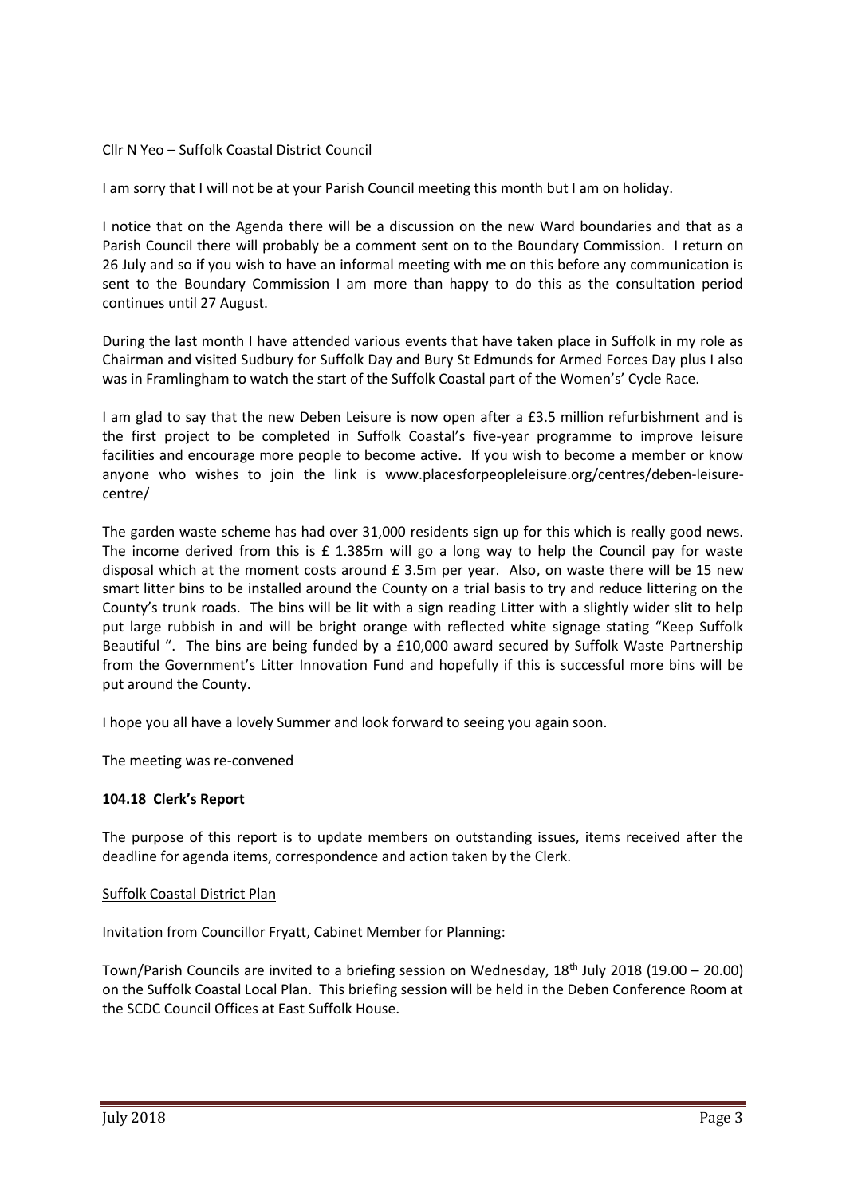Cllr N Yeo – Suffolk Coastal District Council

I am sorry that I will not be at your Parish Council meeting this month but I am on holiday.

I notice that on the Agenda there will be a discussion on the new Ward boundaries and that as a Parish Council there will probably be a comment sent on to the Boundary Commission. I return on 26 July and so if you wish to have an informal meeting with me on this before any communication is sent to the Boundary Commission I am more than happy to do this as the consultation period continues until 27 August.

During the last month I have attended various events that have taken place in Suffolk in my role as Chairman and visited Sudbury for Suffolk Day and Bury St Edmunds for Armed Forces Day plus I also was in Framlingham to watch the start of the Suffolk Coastal part of the Women's' Cycle Race.

I am glad to say that the new Deben Leisure is now open after a £3.5 million refurbishment and is the first project to be completed in Suffolk Coastal's five-year programme to improve leisure facilities and encourage more people to become active. If you wish to become a member or know anyone who wishes to join the link is www.placesforpeopleleisure.org/centres/deben-leisure-centre/

The garden waste scheme has had over 31,000 residents sign up for this which is really good news. The income derived from this is £ 1.385m will go a long way to help the Council pay for waste disposal which at the moment costs around £ 3.5m per year. Also, on waste there will be 15 new smart litter bins to be installed around the County on a trial basis to try and reduce littering on the County's trunk roads. The bins will be lit with a sign reading Litter with a slightly wider slit to help put large rubbish in and will be bright orange with reflected white signage stating "Keep Suffolk Beautiful ". The bins are being funded by a £10,000 award secured by Suffolk Waste Partnership from the Government's Litter Innovation Fund and hopefully if this is successful more bins will be put around the County.

I hope you all have a lovely Summer and look forward to seeing you again soon.

The meeting was re-convened

**104.18 Clerk's Report**

The purpose of this report is to update members on outstanding issues, items received after the deadline for agenda items, correspondence and action taken by the Clerk.

Suffolk Coastal District Plan

Invitation from Councillor Fryatt, Cabinet Member for Planning:

Town/Parish Councils are invited to a briefing session on Wednesday, 18th July 2018 (19.00 – 20.00) on the Suffolk Coastal Local Plan. This briefing session will be held in the Deben Conference Room at the SCDC Council Offices at East Suffolk House.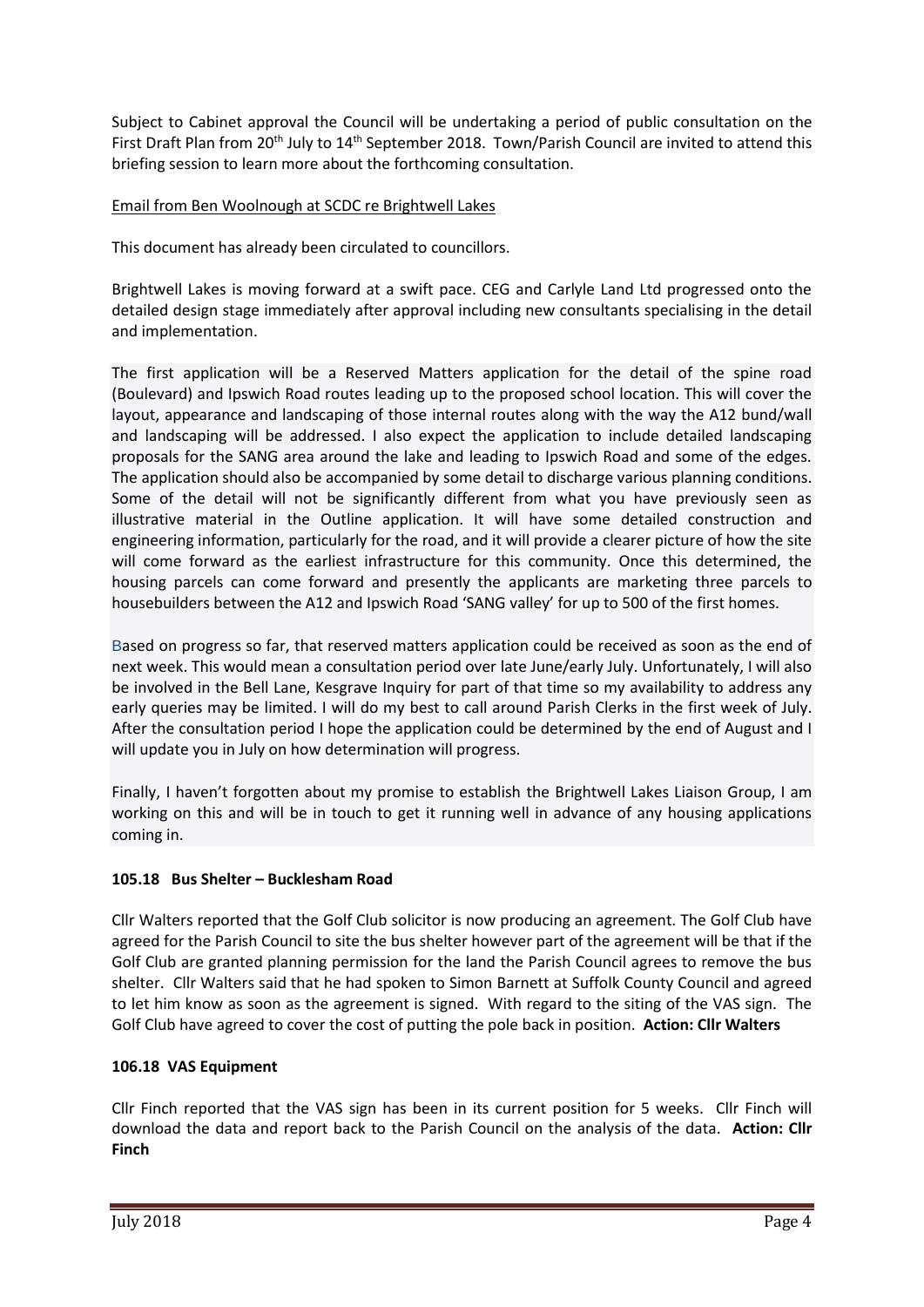Subject to Cabinet approval the Council will be undertaking a period of public consultation on the First Draft Plan from 20th July to 14th September 2018. Town/Parish Council are invited to attend this briefing session to learn more about the forthcoming consultation.

Email from Ben Woolnough at SCDC re Brightwell Lakes

This document has already been circulated to councillors.

Brightwell Lakes is moving forward at a swift pace. CEG and Carlyle Land Ltd progressed onto the detailed design stage immediately after approval including new consultants specialising in the detail and implementation.

The first application will be a Reserved Matters application for the detail of the spine road (Boulevard) and Ipswich Road routes leading up to the proposed school location. This will cover the layout, appearance and landscaping of those internal routes along with the way the A12 bund/wall and landscaping will be addressed. I also expect the application to include detailed landscaping proposals for the SANG area around the lake and leading to Ipswich Road and some of the edges. The application should also be accompanied by some detail to discharge various planning conditions. Some of the detail will not be significantly different from what you have previously seen as illustrative material in the Outline application. It will have some detailed construction and engineering information, particularly for the road, and it will provide a clearer picture of how the site will come forward as the earliest infrastructure for this community. Once this determined, the housing parcels can come forward and presently the applicants are marketing three parcels to housebuilders between the A12 and Ipswich Road 'SANG valley' for up to 500 of the first homes.

Based on progress so far, that reserved matters application could be received as soon as the end of next week. This would mean a consultation period over late June/early July. Unfortunately, I will also be involved in the Bell Lane, Kesgrave Inquiry for part of that time so my availability to address any early queries may be limited. I will do my best to call around Parish Clerks in the first week of July. After the consultation period I hope the application could be determined by the end of August and I will update you in July on how determination will progress.

Finally, I haven't forgotten about my promise to establish the Brightwell Lakes Liaison Group, I am working on this and will be in touch to get it running well in advance of any housing applications coming in.

### 105.18 Bus Shelter – Bucklesham Road

Cllr Walters reported that the Golf Club solicitor is now producing an agreement. The Golf Club have agreed for the Parish Council to site the bus shelter however part of the agreement will be that if the Golf Club are granted planning permission for the land the Parish Council agrees to remove the bus shelter. Cllr Walters said that he had spoken to Simon Barnett at Suffolk County Council and agreed to let him know as soon as the agreement is signed. With regard to the siting of the VAS sign. The Golf Club have agreed to cover the cost of putting the pole back in position. **Action: Cllr Walters**

### 106.18 VAS Equipment

Cllr Finch reported that the VAS sign has been in its current position for 5 weeks. Cllr Finch will download the data and report back to the Parish Council on the analysis of the data. **Action: Cllr Finch**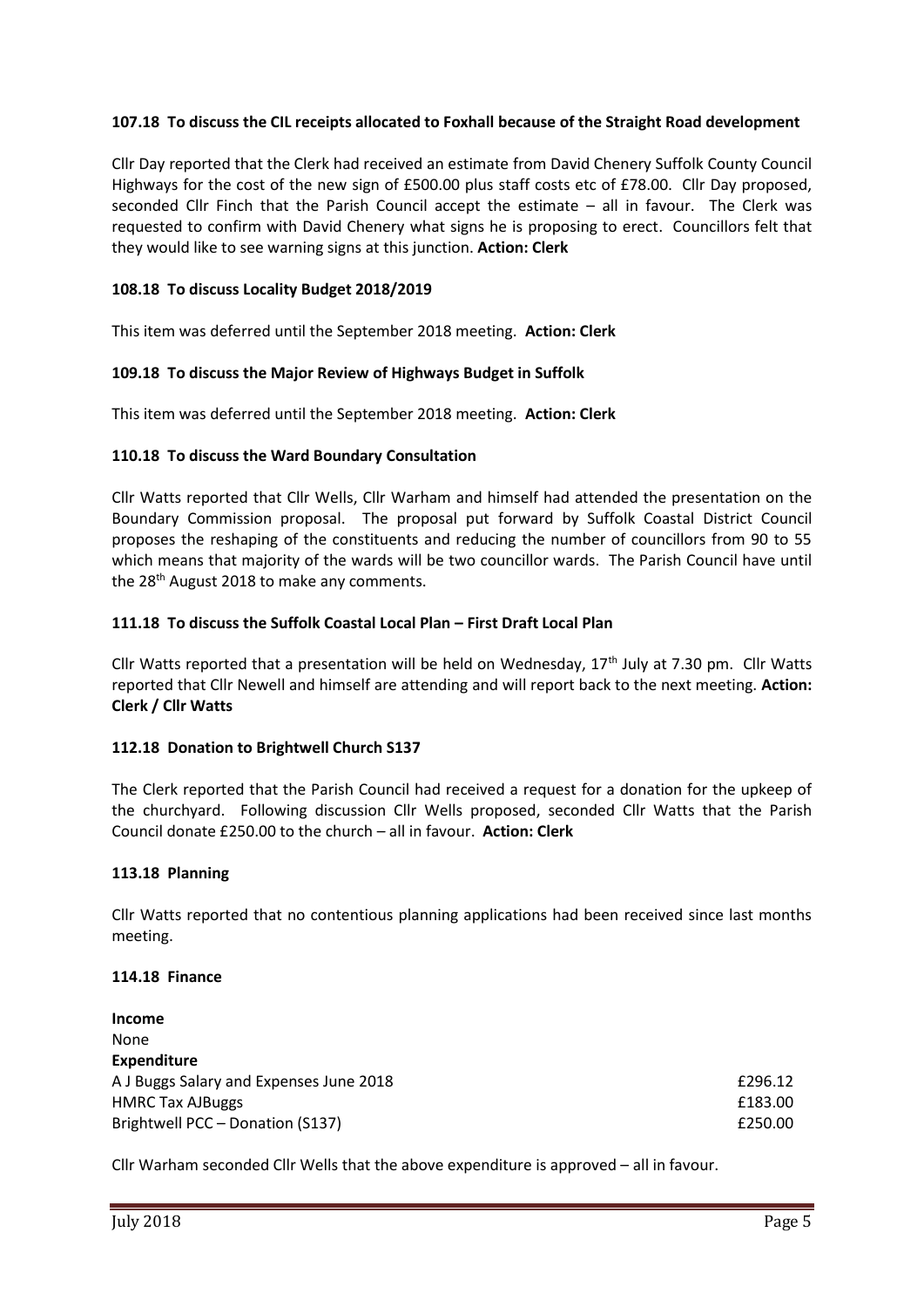### 107.18 To discuss the CIL receipts allocated to Foxhall because of the Straight Road development

Cllr Day reported that the Clerk had received an estimate from David Chenery Suffolk County Council Highways for the cost of the new sign of £500.00 plus staff costs etc of £78.00. Cllr Day proposed, seconded Cllr Finch that the Parish Council accept the estimate – all in favour. The Clerk was requested to confirm with David Chenery what signs he is proposing to erect. Councillors felt that they would like to see warning signs at this junction. **Action: Clerk**

### 108.18 To discuss Locality Budget 2018/2019

This item was deferred until the September 2018 meeting. **Action: Clerk**

### 109.18 To discuss the Major Review of Highways Budget in Suffolk

This item was deferred until the September 2018 meeting. **Action: Clerk**

### 110.18 To discuss the Ward Boundary Consultation

Cllr Watts reported that Cllr Wells, Cllr Warham and himself had attended the presentation on the Boundary Commission proposal. The proposal put forward by Suffolk Coastal District Council proposes the reshaping of the constituents and reducing the number of councillors from 90 to 55 which means that majority of the wards will be two councillor wards. The Parish Council have until the 28th August 2018 to make any comments.

### 111.18 To discuss the Suffolk Coastal Local Plan – First Draft Local Plan

Cllr Watts reported that a presentation will be held on Wednesday, 17th July at 7.30 pm. Cllr Watts reported that Cllr Newell and himself are attending and will report back to the next meeting. **Action: Clerk / Cllr Watts**

### 112.18 Donation to Brightwell Church S137

The Clerk reported that the Parish Council had received a request for a donation for the upkeep of the churchyard. Following discussion Cllr Wells proposed, seconded Cllr Watts that the Parish Council donate £250.00 to the church – all in favour. **Action: Clerk**

### 113.18 Planning

Cllr Watts reported that no contentious planning applications had been received since last months meeting.

### 114.18 Finance

**Income**

None

**Expenditure**

| | |
|---|---|
| A J Buggs Salary and Expenses June 2018 | £296.12 |
| HMRC Tax AJBuggs | £183.00 |
| Brightwell PCC – Donation (S137) | £250.00 |

Cllr Warham seconded Cllr Wells that the above expenditure is approved – all in favour.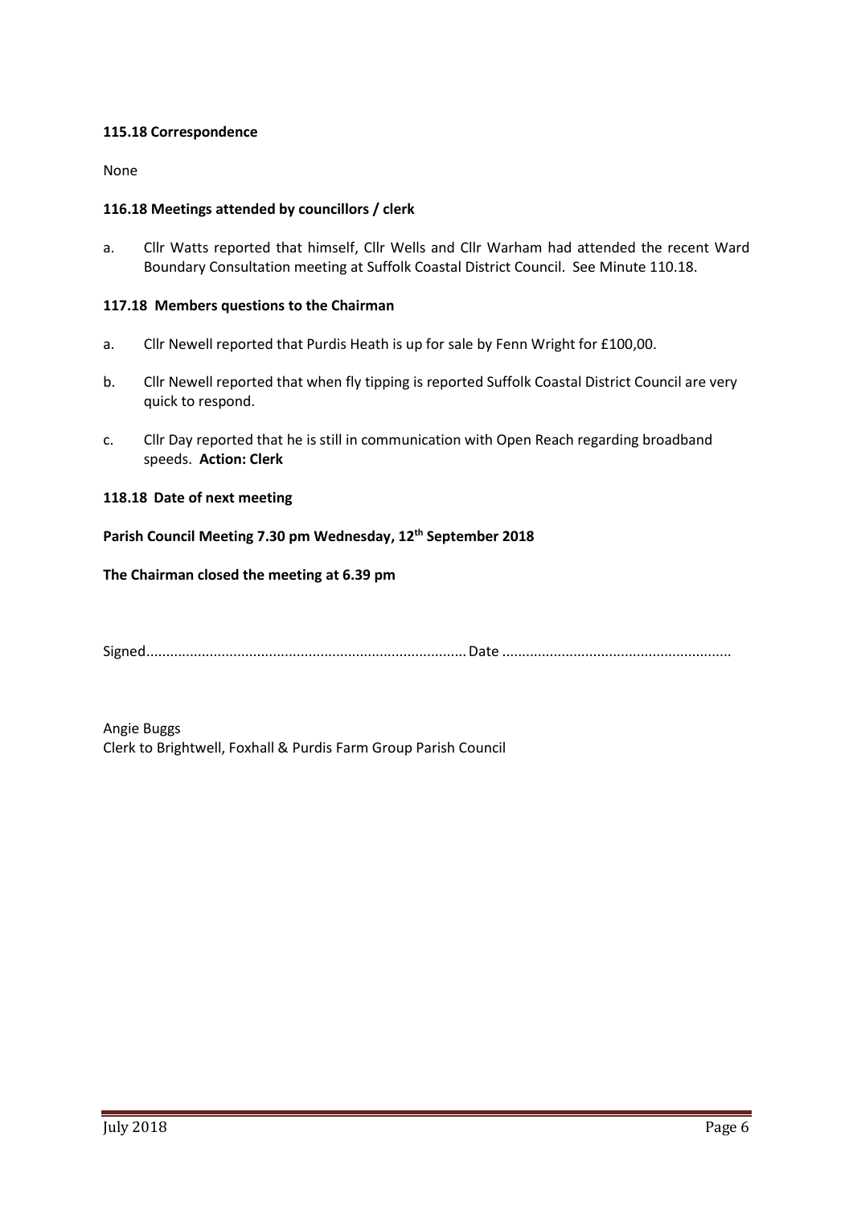**115.18 Correspondence**

None

**116.18 Meetings attended by councillors / clerk**

a. Cllr Watts reported that himself, Cllr Wells and Cllr Warham had attended the recent Ward Boundary Consultation meeting at Suffolk Coastal District Council. See Minute 110.18.

**117.18 Members questions to the Chairman**

a. Cllr Newell reported that Purdis Heath is up for sale by Fenn Wright for £100,00.

b. Cllr Newell reported that when fly tipping is reported Suffolk Coastal District Council are very quick to respond.

c. Cllr Day reported that he is still in communication with Open Reach regarding broadband speeds. **Action: Clerk**

**118.18 Date of next meeting**

**Parish Council Meeting 7.30 pm Wednesday, 12th September 2018**

**The Chairman closed the meeting at 6.39 pm**

Signed................................................................................ Date .........................................................

Angie Buggs
Clerk to Brightwell, Foxhall & Purdis Farm Group Parish Council